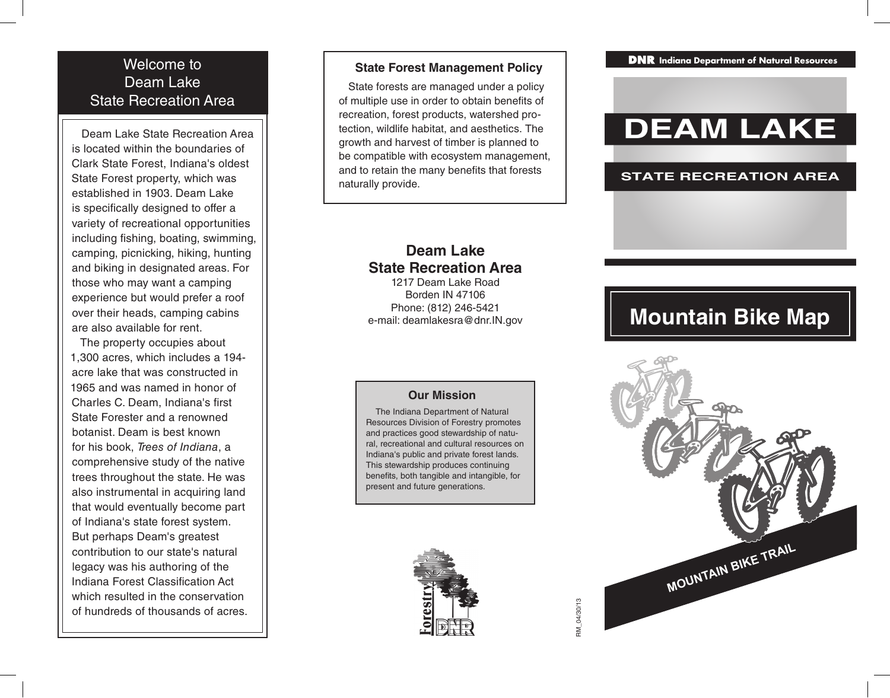## Welcome to Deam Lake State Recreation Area

Deam Lake State Recreation Area is located within the boundaries of Clark State Forest, Indiana's oldest State Forest property, which was established in 1903. Deam Lake is specifically designed to offer a variety of recreational opportunities including fishing, boating, swimming, camping, picnicking, hiking, hunting and biking in designated areas. For those who may want a camping experience but would prefer a roof over their heads, camping cabins are also available for rent.

The property occupies about 1,300 acres, which includes a 194-acre lake that was constructed in 1965 and was named in honor of Charles C. Deam, Indiana's first State Forester and a renowned botanist. Deam is best known for his book, *Trees of Indiana*, a comprehensive study of the native trees throughout the state. He was also instrumental in acquiring land that would eventually become part of Indiana's state forest system. But perhaps Deam's greatest contribution to our state's natural legacy was his authoring of the Indiana Forest Classification Act which resulted in the conservation of hundreds of thousands of acres.

### State Forest Management Policy

State forests are managed under a policy of multiple use in order to obtain benefits of recreation, forest products, watershed protection, wildlife habitat, and aesthetics. The growth and harvest of timber is planned to be compatible with ecosystem management, and to retain the many benefits that forests naturally provide.

**Deam Lake State Recreation Area**
1217 Deam Lake Road
Borden IN 47106
Phone: (812) 246-5421
e-mail: deamlakesra@dnr.IN.gov

### Our Mission

The Indiana Department of Natural Resources Division of Forestry promotes and practices good stewardship of natural, recreational and cultural resources on Indiana's public and private forest lands. This stewardship produces continuing benefits, both tangible and intangible, for present and future generations.

Forestry DNR

RM_04/30/13

**DNR** Indiana Department of Natural Resources

# DEAM LAKE

## STATE RECREATION AREA

# Mountain Bike Map

MOUNTAIN BIKE TRAIL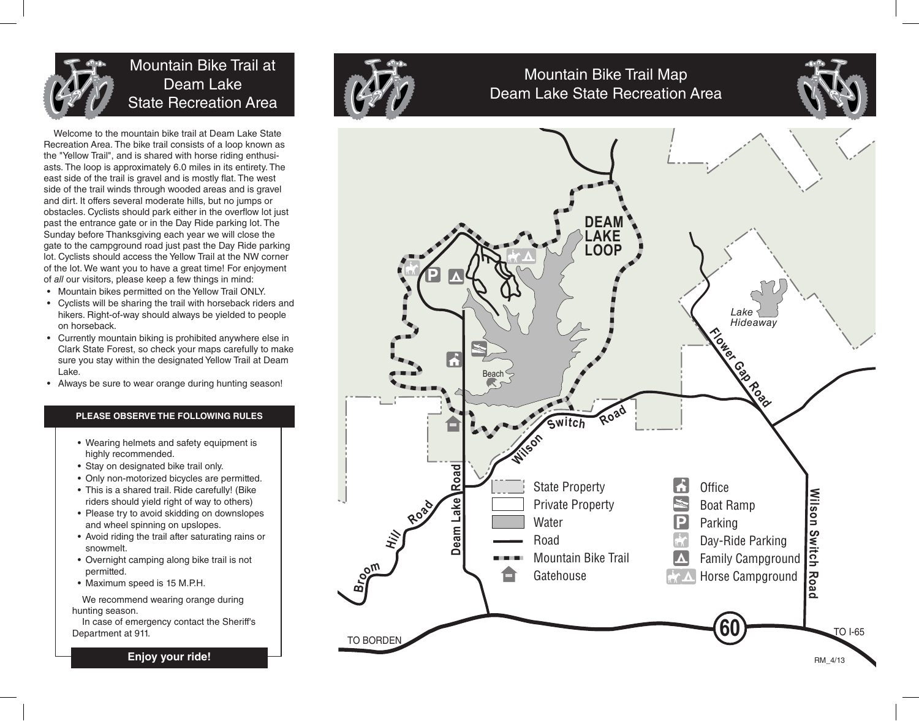# Mountain Bike Trail at Deam Lake State Recreation Area

Welcome to the mountain bike trail at Deam Lake State Recreation Area. The bike trail consists of a loop known as the "Yellow Trail", and is shared with horse riding enthusiasts. The loop is approximately 6.0 miles in its entirety. The east side of the trail is gravel and is mostly flat. The west side of the trail winds through wooded areas and is gravel and dirt. It offers several moderate hills, but no jumps or obstacles. Cyclists should park either in the overflow lot just past the entrance gate or in the Day Ride parking lot. The Sunday before Thanksgiving each year we will close the gate to the campground road just past the Day Ride parking lot. Cyclists should access the Yellow Trail at the NW corner of the lot. We want you to have a great time! For enjoyment of *all* our visitors, please keep a few things in mind:

- Mountain bikes permitted on the Yellow Trail ONLY.
- Cyclists will be sharing the trail with horseback riders and hikers. Right-of-way should always be yielded to people on horseback.
- Currently mountain biking is prohibited anywhere else in Clark State Forest, so check your maps carefully to make sure you stay within the designated Yellow Trail at Deam Lake.
- Always be sure to wear orange during hunting season!

## PLEASE OBSERVE THE FOLLOWING RULES

- Wearing helmets and safety equipment is highly recommended.
- Stay on designated bike trail only.
- Only non-motorized bicycles are permitted.
- This is a shared trail. Ride carefully! (Bike riders should yield right of way to others)
- Please try to avoid skidding on downslopes and wheel spinning on upslopes.
- Avoid riding the trail after saturating rains or snowmelt.
- Overnight camping along bike trail is not permitted.
- Maximum speed is 15 M.P.H.

We recommend wearing orange during hunting season.

In case of emergency contact the Sheriff's Department at 911.

**Enjoy your ride!**

# Mountain Bike Trail Map Deam Lake State Recreation Area

DEAM LAKE LOOP

Lake Hideaway

Beach

Flower Gap Road

Wilson Switch Road

Deam Lake Road

Broom Hill Road

Wilson Switch Road

60

TO BORDEN

TO I-65

State Property
Private Property
Water
Road
Mountain Bike Trail
Gatehouse
Office
Boat Ramp
Parking
Day-Ride Parking
Family Campground
Horse Campground

RM_4/13